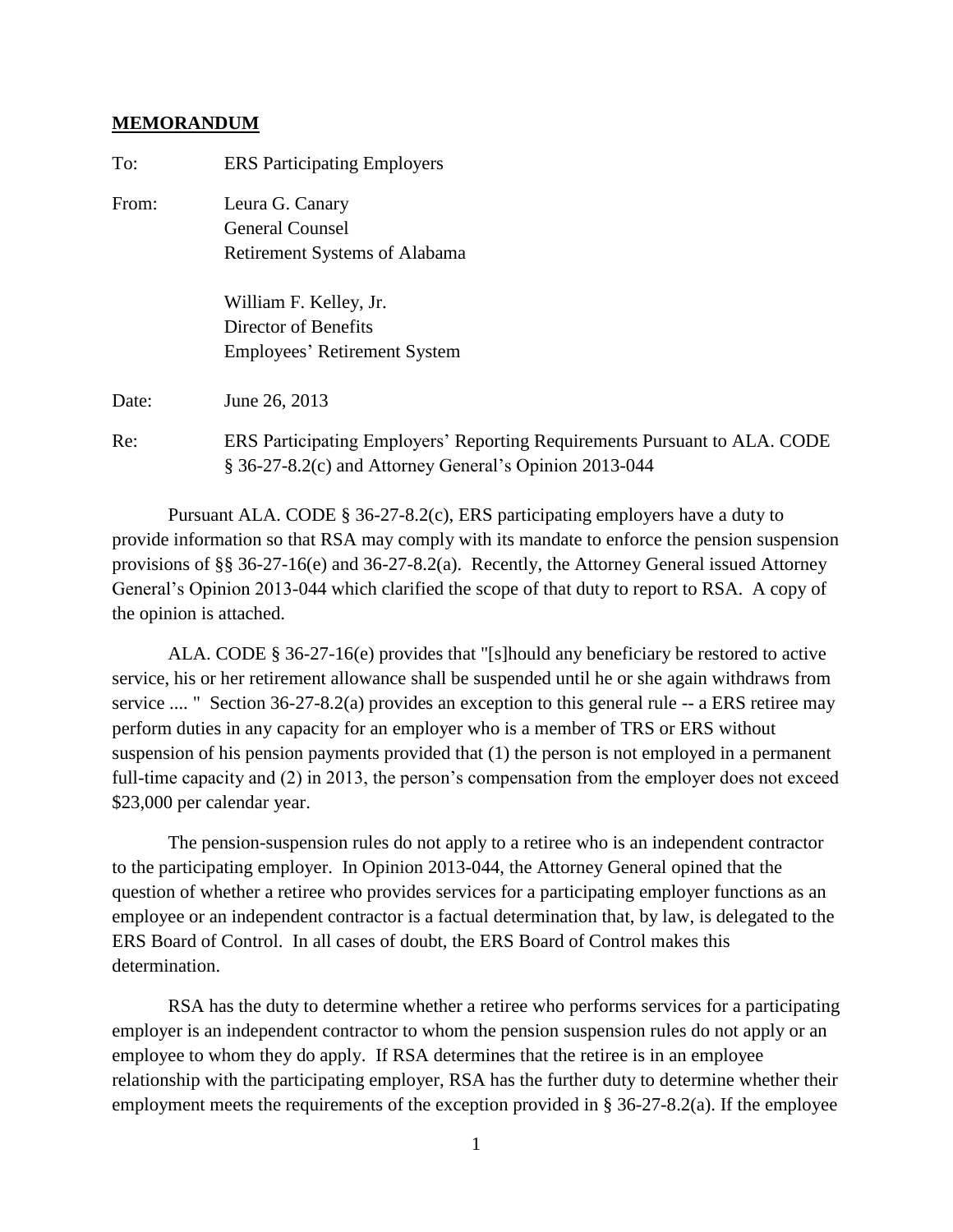**MEMORANDUM**

To: ERS Participating Employers

From: Leura G. Canary
General Counsel
Retirement Systems of Alabama

William F. Kelley, Jr.
Director of Benefits
Employees' Retirement System

Date: June 26, 2013

Re: ERS Participating Employers' Reporting Requirements Pursuant to ALA. CODE § 36-27-8.2(c) and Attorney General's Opinion 2013-044

Pursuant ALA. CODE § 36-27-8.2(c), ERS participating employers have a duty to provide information so that RSA may comply with its mandate to enforce the pension suspension provisions of §§ 36-27-16(e) and 36-27-8.2(a). Recently, the Attorney General issued Attorney General's Opinion 2013-044 which clarified the scope of that duty to report to RSA. A copy of the opinion is attached.

ALA. CODE § 36-27-16(e) provides that "[s]hould any beneficiary be restored to active service, his or her retirement allowance shall be suspended until he or she again withdraws from service .... " Section 36-27-8.2(a) provides an exception to this general rule -- a ERS retiree may perform duties in any capacity for an employer who is a member of TRS or ERS without suspension of his pension payments provided that (1) the person is not employed in a permanent full-time capacity and (2) in 2013, the person's compensation from the employer does not exceed $23,000 per calendar year.

The pension-suspension rules do not apply to a retiree who is an independent contractor to the participating employer. In Opinion 2013-044, the Attorney General opined that the question of whether a retiree who provides services for a participating employer functions as an employee or an independent contractor is a factual determination that, by law, is delegated to the ERS Board of Control. In all cases of doubt, the ERS Board of Control makes this determination.

RSA has the duty to determine whether a retiree who performs services for a participating employer is an independent contractor to whom the pension suspension rules do not apply or an employee to whom they do apply. If RSA determines that the retiree is in an employee relationship with the participating employer, RSA has the further duty to determine whether their employment meets the requirements of the exception provided in § 36-27-8.2(a). If the employee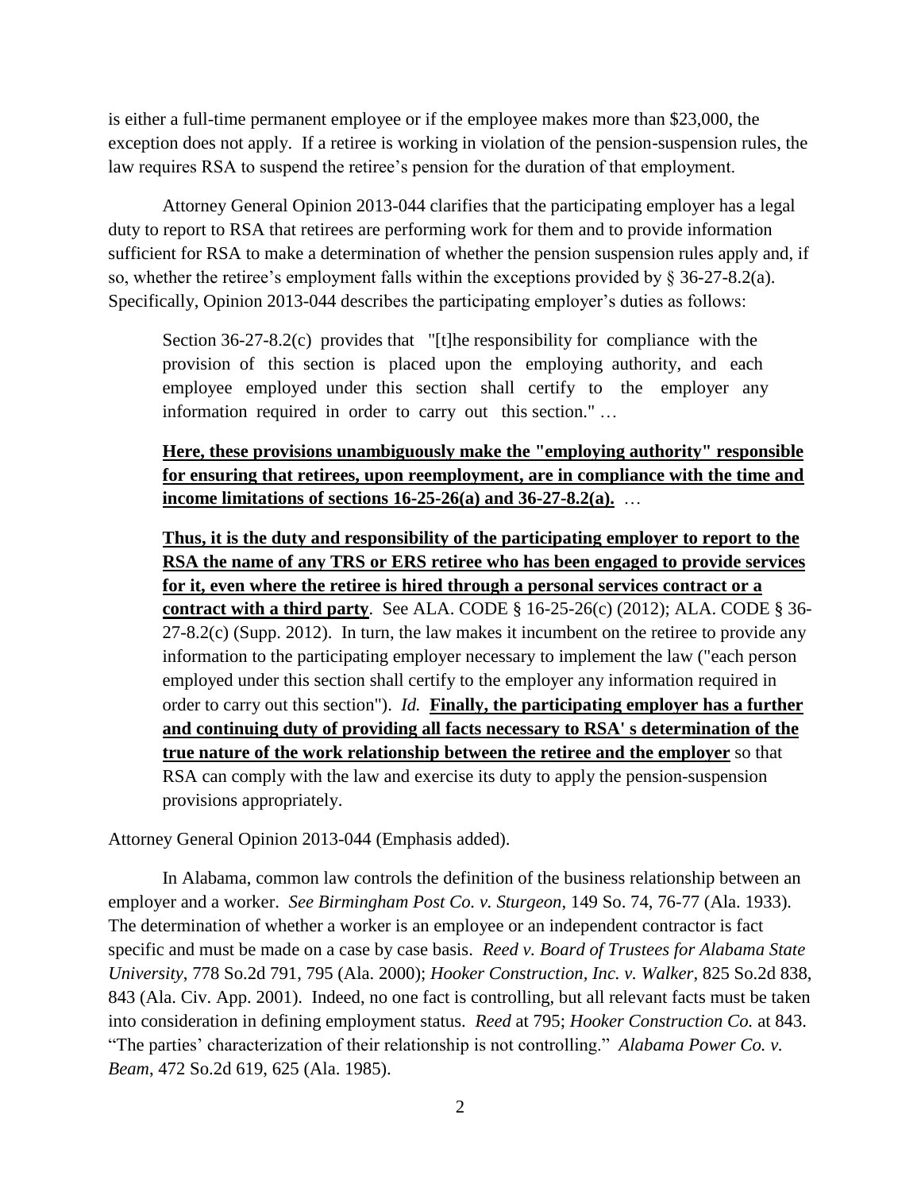is either a full-time permanent employee or if the employee makes more than $23,000, the exception does not apply. If a retiree is working in violation of the pension-suspension rules, the law requires RSA to suspend the retiree's pension for the duration of that employment.

Attorney General Opinion 2013-044 clarifies that the participating employer has a legal duty to report to RSA that retirees are performing work for them and to provide information sufficient for RSA to make a determination of whether the pension suspension rules apply and, if so, whether the retiree's employment falls within the exceptions provided by § 36-27-8.2(a). Specifically, Opinion 2013-044 describes the participating employer's duties as follows:

> Section 36-27-8.2(c) provides that "[t]he responsibility for compliance with the provision of this section is placed upon the employing authority, and each employee employed under this section shall certify to the employer any information required in order to carry out this section." …
>
> **<u>Here, these provisions unambiguously make the "employing authority" responsible for ensuring that retirees, upon reemployment, are in compliance with the time and income limitations of sections 16-25-26(a) and 36-27-8.2(a).</u>** …
>
> **<u>Thus, it is the duty and responsibility of the participating employer to report to the RSA the name of any TRS or ERS retiree who has been engaged to provide services for it, even where the retiree is hired through a personal services contract or a contract with a third party</u>**. See ALA. CODE § 16-25-26(c) (2012); ALA. CODE § 36-27-8.2(c) (Supp. 2012). In turn, the law makes it incumbent on the retiree to provide any information to the participating employer necessary to implement the law ("each person employed under this section shall certify to the employer any information required in order to carry out this section"). *Id.* **<u>Finally, the participating employer has a further and continuing duty of providing all facts necessary to RSA' s determination of the true nature of the work relationship between the retiree and the employer</u>** so that RSA can comply with the law and exercise its duty to apply the pension-suspension provisions appropriately.

Attorney General Opinion 2013-044 (Emphasis added).

In Alabama, common law controls the definition of the business relationship between an employer and a worker. *See Birmingham Post Co. v. Sturgeon*, 149 So. 74, 76-77 (Ala. 1933). The determination of whether a worker is an employee or an independent contractor is fact specific and must be made on a case by case basis. *Reed v. Board of Trustees for Alabama State University*, 778 So.2d 791, 795 (Ala. 2000); *Hooker Construction, Inc. v. Walker*, 825 So.2d 838, 843 (Ala. Civ. App. 2001). Indeed, no one fact is controlling, but all relevant facts must be taken into consideration in defining employment status. *Reed* at 795; *Hooker Construction Co.* at 843. "The parties' characterization of their relationship is not controlling." *Alabama Power Co. v. Beam*, 472 So.2d 619, 625 (Ala. 1985).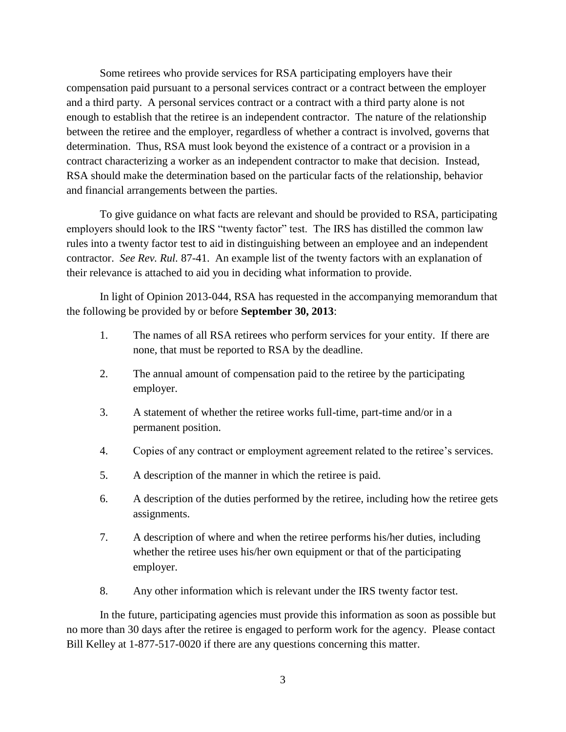Some retirees who provide services for RSA participating employers have their compensation paid pursuant to a personal services contract or a contract between the employer and a third party. A personal services contract or a contract with a third party alone is not enough to establish that the retiree is an independent contractor. The nature of the relationship between the retiree and the employer, regardless of whether a contract is involved, governs that determination. Thus, RSA must look beyond the existence of a contract or a provision in a contract characterizing a worker as an independent contractor to make that decision. Instead, RSA should make the determination based on the particular facts of the relationship, behavior and financial arrangements between the parties.

To give guidance on what facts are relevant and should be provided to RSA, participating employers should look to the IRS "twenty factor" test. The IRS has distilled the common law rules into a twenty factor test to aid in distinguishing between an employee and an independent contractor. *See Rev. Rul.* 87-41. An example list of the twenty factors with an explanation of their relevance is attached to aid you in deciding what information to provide.

In light of Opinion 2013-044, RSA has requested in the accompanying memorandum that the following be provided by or before **September 30, 2013**:

1. The names of all RSA retirees who perform services for your entity. If there are none, that must be reported to RSA by the deadline.
2. The annual amount of compensation paid to the retiree by the participating employer.
3. A statement of whether the retiree works full-time, part-time and/or in a permanent position.
4. Copies of any contract or employment agreement related to the retiree's services.
5. A description of the manner in which the retiree is paid.
6. A description of the duties performed by the retiree, including how the retiree gets assignments.
7. A description of where and when the retiree performs his/her duties, including whether the retiree uses his/her own equipment or that of the participating employer.
8. Any other information which is relevant under the IRS twenty factor test.

In the future, participating agencies must provide this information as soon as possible but no more than 30 days after the retiree is engaged to perform work for the agency. Please contact Bill Kelley at 1-877-517-0020 if there are any questions concerning this matter.